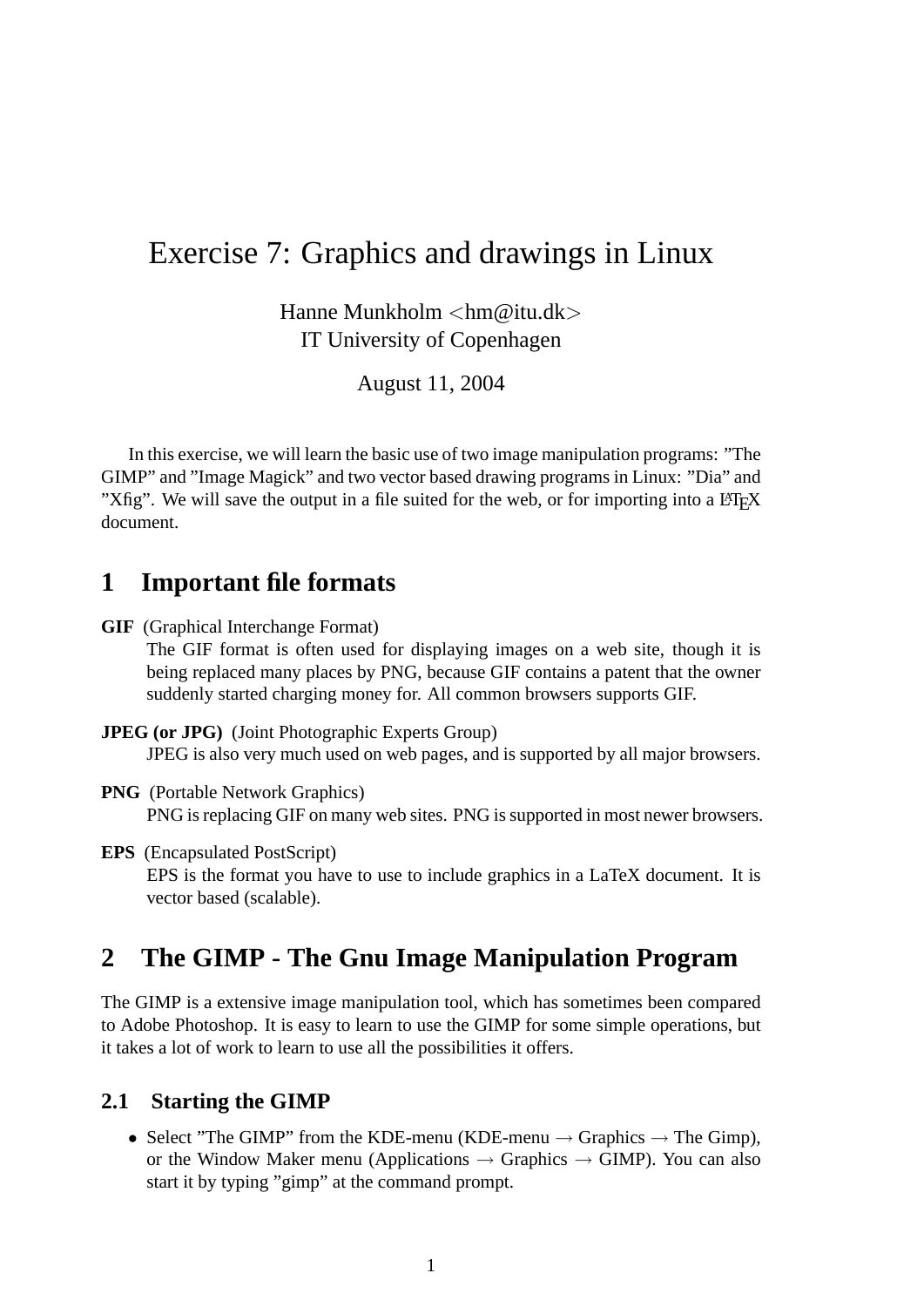# Exercise 7: Graphics and drawings in Linux

Hanne Munkholm <hm@itu.dk>
IT University of Copenhagen

August 11, 2004

In this exercise, we will learn the basic use of two image manipulation programs: ”The GIMP” and ”Image Magick” and two vector based drawing programs in Linux: ”Dia” and ”Xfig”. We will save the output in a file suited for the web, or for importing into a LaTeX document.

## 1 Important file formats

**GIF** (Graphical Interchange Format)
The GIF format is often used for displaying images on a web site, though it is being replaced many places by PNG, because GIF contains a patent that the owner suddenly started charging money for. All common browsers supports GIF.

**JPEG (or JPG)** (Joint Photographic Experts Group)
JPEG is also very much used on web pages, and is supported by all major browsers.

**PNG** (Portable Network Graphics)
PNG is replacing GIF on many web sites. PNG is supported in most newer browsers.

**EPS** (Encapsulated PostScript)
EPS is the format you have to use to include graphics in a LaTeX document. It is vector based (scalable).

## 2 The GIMP - The Gnu Image Manipulation Program

The GIMP is a extensive image manipulation tool, which has sometimes been compared to Adobe Photoshop. It is easy to learn to use the GIMP for some simple operations, but it takes a lot of work to learn to use all the possibilities it offers.

### 2.1 Starting the GIMP

- Select ”The GIMP” from the KDE-menu (KDE-menu → Graphics → The Gimp), or the Window Maker menu (Applications → Graphics → GIMP). You can also start it by typing ”gimp” at the command prompt.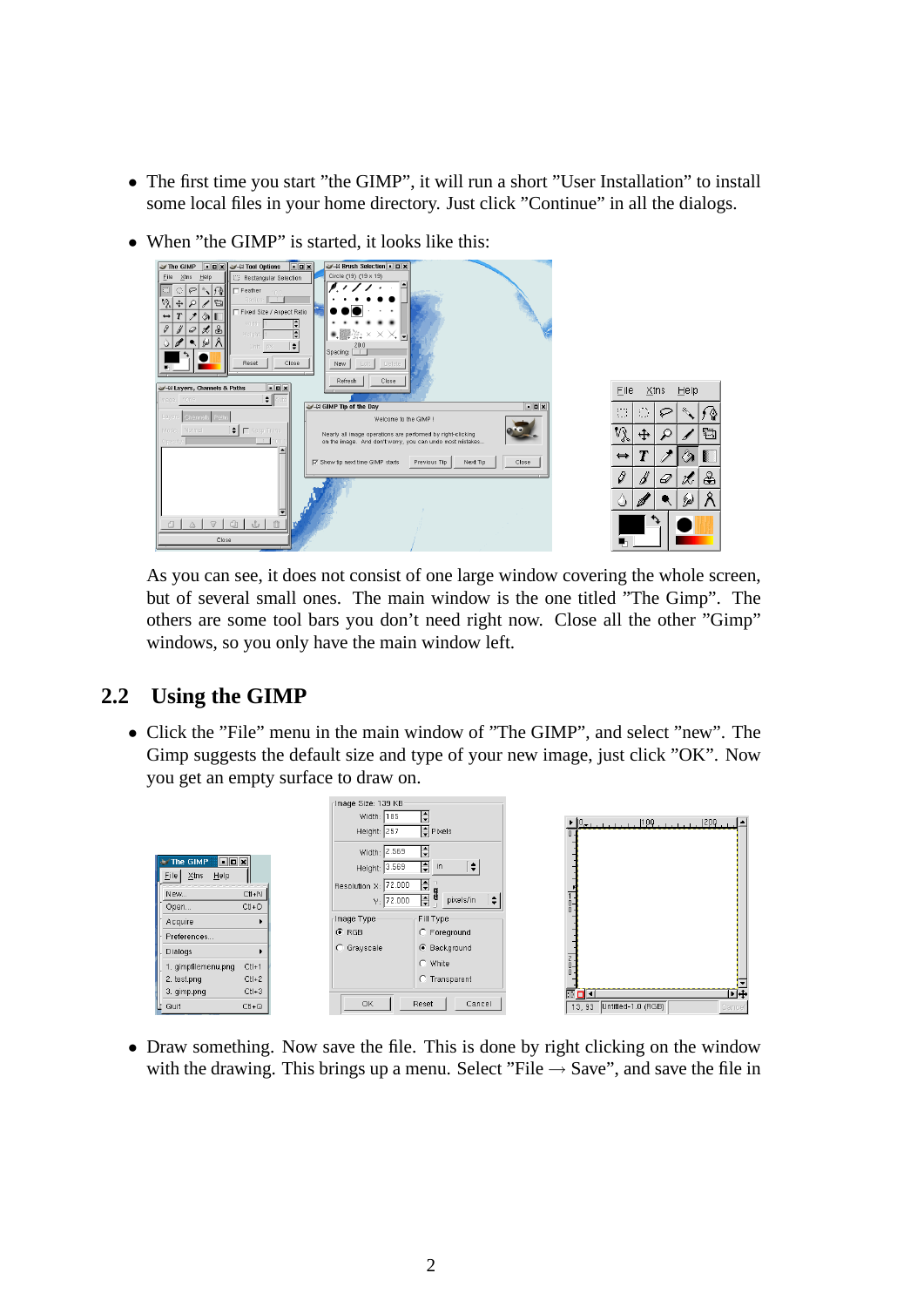- The first time you start ”the GIMP”, it will run a short ”User Installation” to install some local files in your home directory. Just click ”Continue” in all the dialogs.

- When ”the GIMP” is started, it looks like this:

As you can see, it does not consist of one large window covering the whole screen, but of several small ones. The main window is the one titled ”The Gimp”. The others are some tool bars you don’t need right now. Close all the other ”Gimp” windows, so you only have the main window left.

## 2.2 Using the GIMP

- Click the ”File” menu in the main window of ”The GIMP”, and select ”new”. The Gimp suggests the default size and type of your new image, just click ”OK”. Now you get an empty surface to draw on.

- Draw something. Now save the file. This is done by right clicking on the window with the drawing. This brings up a menu. Select ”File → Save”, and save the file in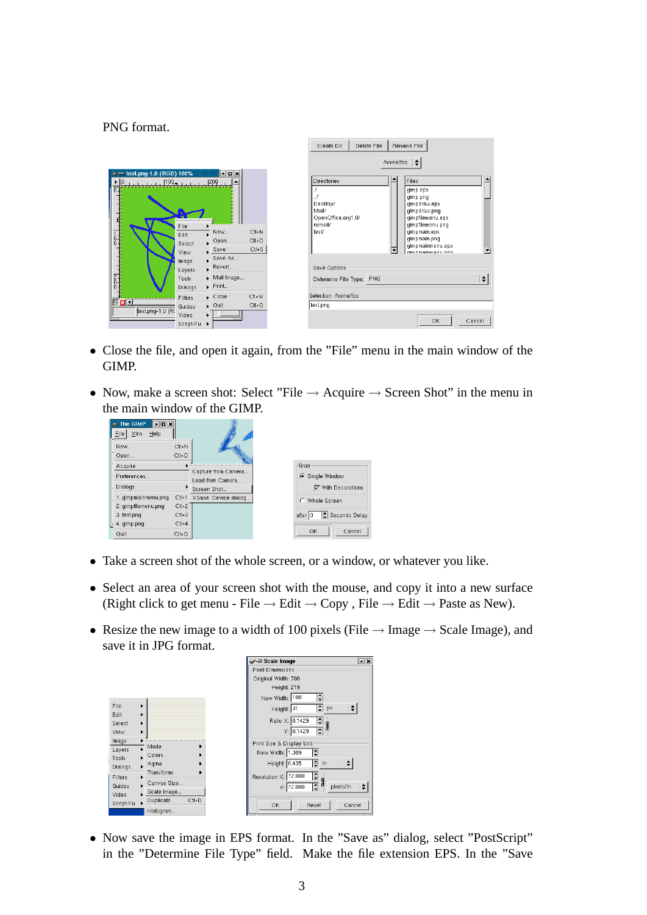PNG format.

- Close the file, and open it again, from the "File" menu in the main window of the GIMP.
- Now, make a screen shot: Select "File → Acquire → Screen Shot" in the menu in the main window of the GIMP.
- Take a screen shot of the whole screen, or a window, or whatever you like.
- Select an area of your screen shot with the mouse, and copy it into a new surface (Right click to get menu - File → Edit → Copy , File → Edit → Paste as New).
- Resize the new image to a width of 100 pixels (File → Image → Scale Image), and save it in JPG format.
- Now save the image in EPS format. In the "Save as" dialog, select "PostScript" in the "Determine File Type" field. Make the file extension EPS. In the "Save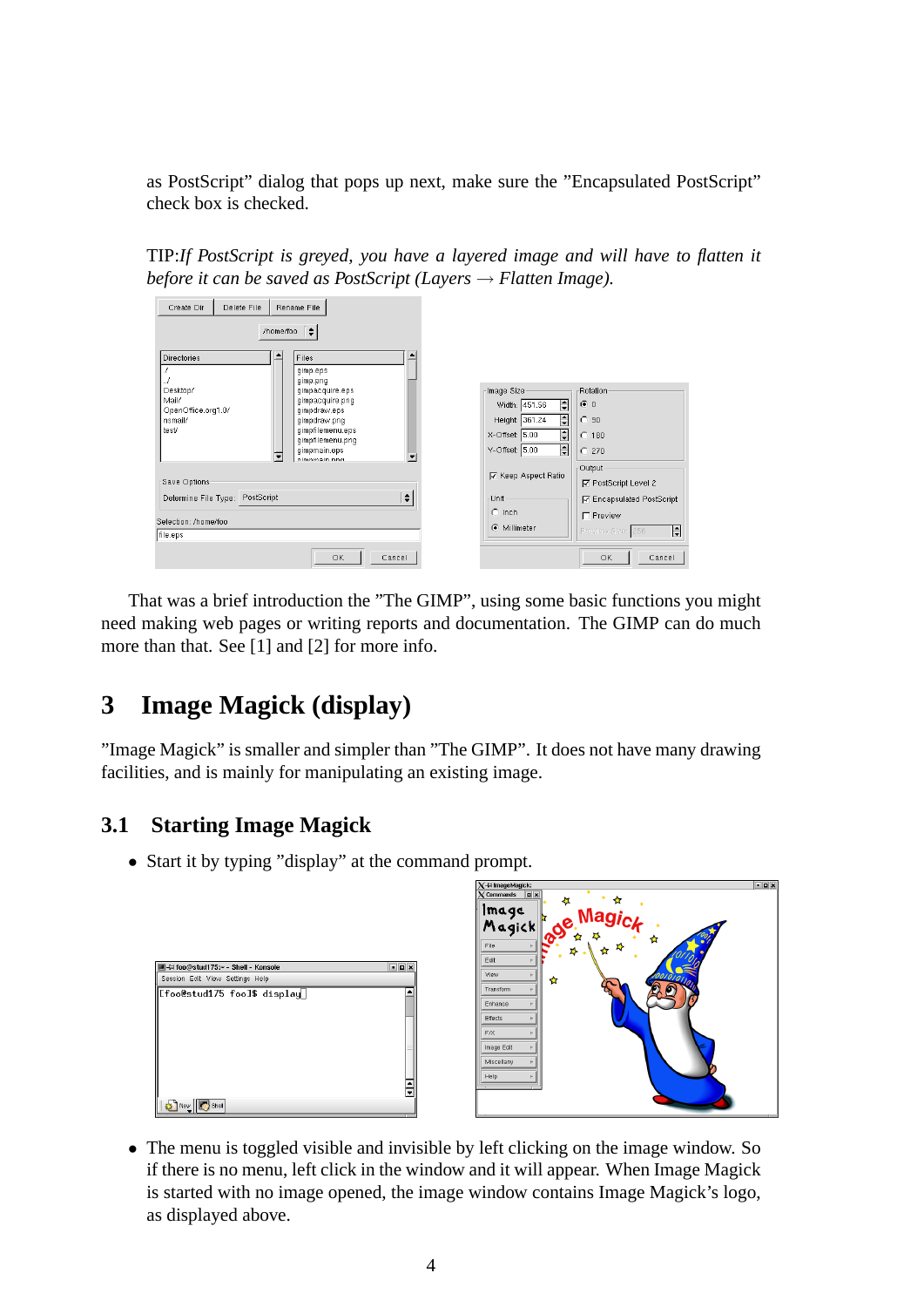as PostScript" dialog that pops up next, make sure the "Encapsulated PostScript" check box is checked.

TIP:*If PostScript is greyed, you have a layered image and will have to flatten it before it can be saved as PostScript (Layers → Flatten Image).*

That was a brief introduction the "The GIMP", using some basic functions you might need making web pages or writing reports and documentation. The GIMP can do much more than that. See [1] and [2] for more info.

# 3 Image Magick (display)

"Image Magick" is smaller and simpler than "The GIMP". It does not have many drawing facilities, and is mainly for manipulating an existing image.

## 3.1 Starting Image Magick

- Start it by typing "display" at the command prompt.

- The menu is toggled visible and invisible by left clicking on the image window. So if there is no menu, left click in the window and it will appear. When Image Magick is started with no image opened, the image window contains Image Magick's logo, as displayed above.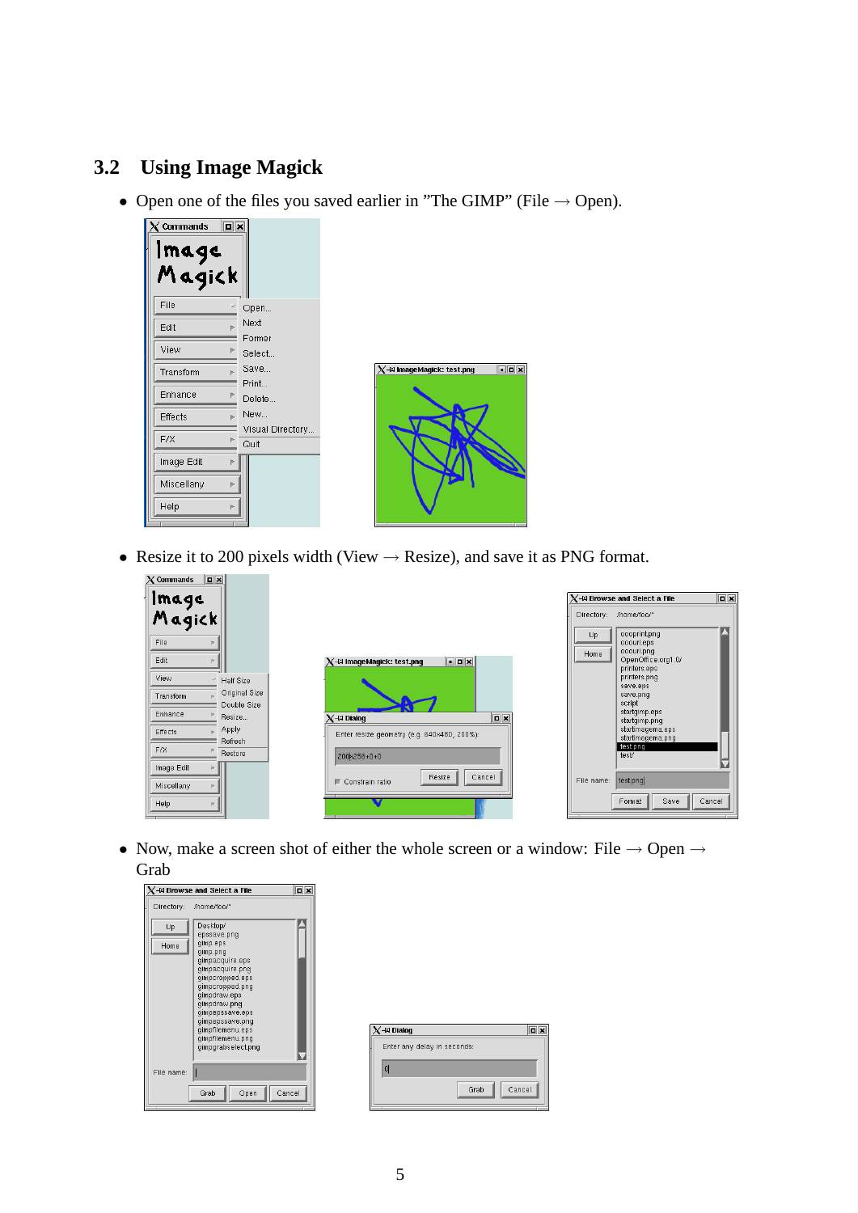## 3.2 Using Image Magick

- Open one of the files you saved earlier in "The GIMP" (File → Open).

- Resize it to 200 pixels width (View → Resize), and save it as PNG format.

- Now, make a screen shot of either the whole screen or a window: File → Open → Grab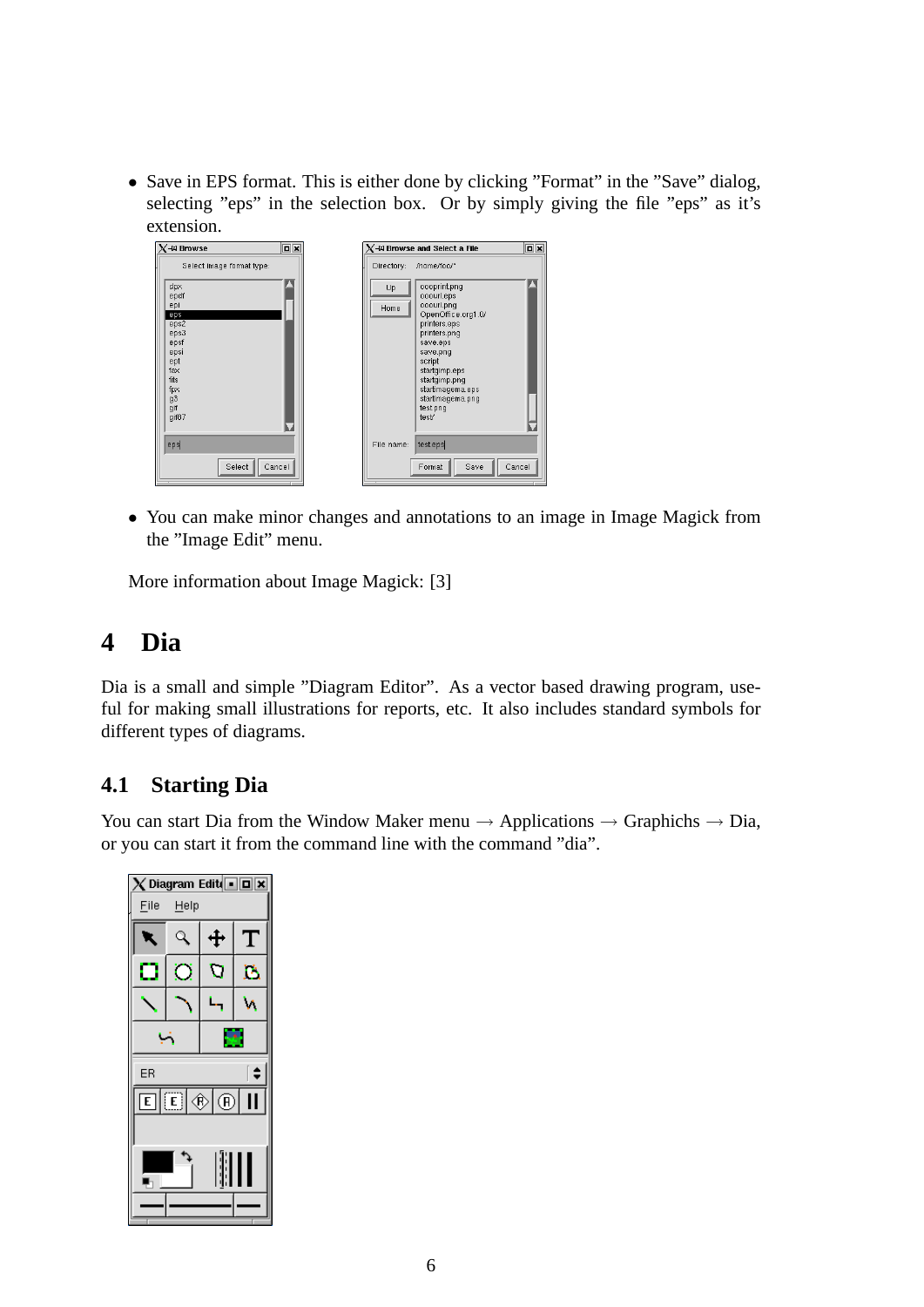- Save in EPS format. This is either done by clicking ”Format” in the ”Save” dialog, selecting ”eps” in the selection box. Or by simply giving the file ”eps” as it's extension.

- You can make minor changes and annotations to an image in Image Magick from the ”Image Edit” menu.

More information about Image Magick: [3]

# 4 Dia

Dia is a small and simple ”Diagram Editor”. As a vector based drawing program, useful for making small illustrations for reports, etc. It also includes standard symbols for different types of diagrams.

## 4.1 Starting Dia

You can start Dia from the Window Maker menu → Applications → Graphichs → Dia, or you can start it from the command line with the command ”dia”.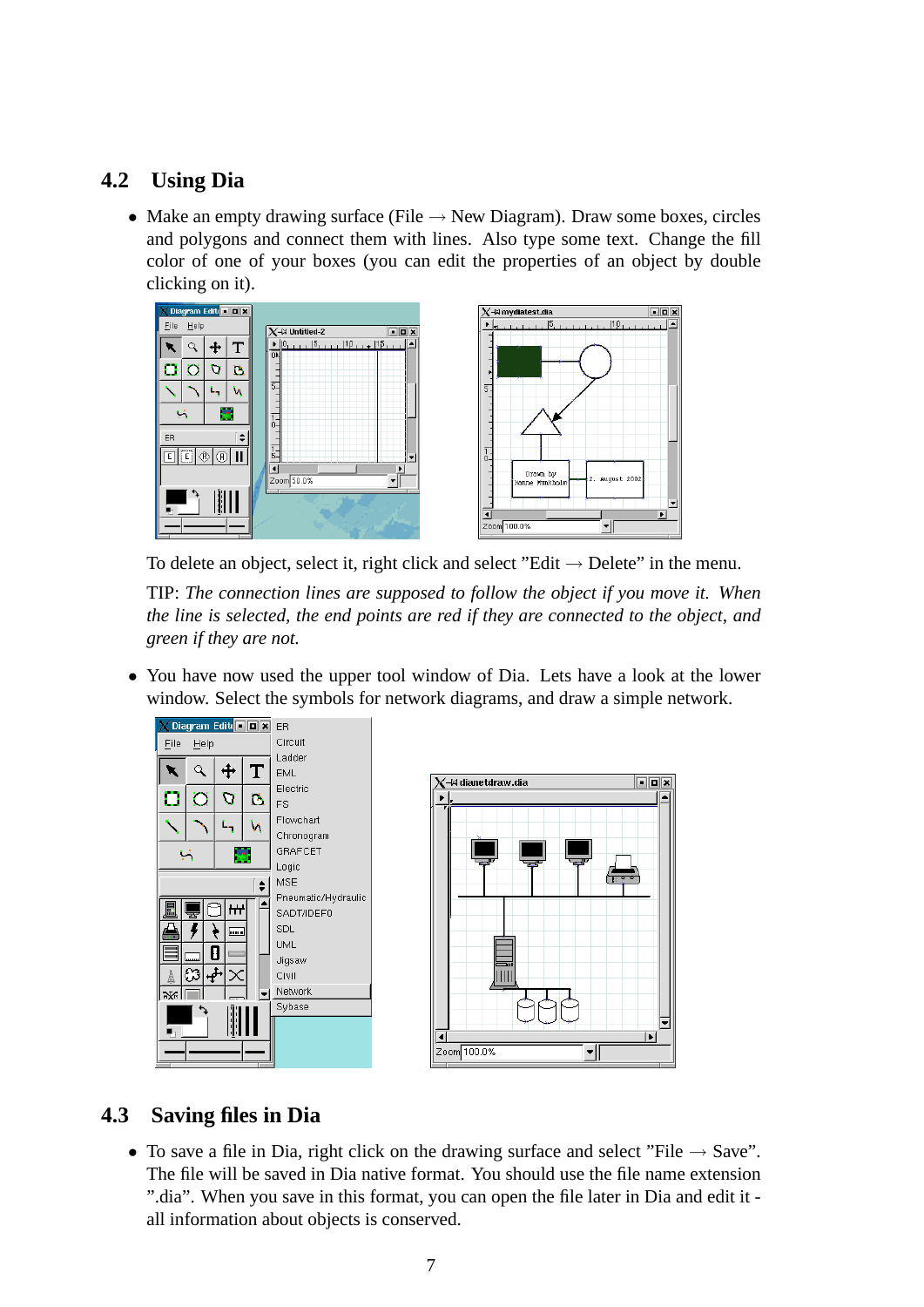## 4.2 Using Dia

- Make an empty drawing surface (File → New Diagram). Draw some boxes, circles and polygons and connect them with lines. Also type some text. Change the fill color of one of your boxes (you can edit the properties of an object by double clicking on it).

  To delete an object, select it, right click and select "Edit → Delete" in the menu.

  TIP: *The connection lines are supposed to follow the object if you move it. When the line is selected, the end points are red if they are connected to the object, and green if they are not.*

- You have now used the upper tool window of Dia. Lets have a look at the lower window. Select the symbols for network diagrams, and draw a simple network.

## 4.3 Saving files in Dia

- To save a file in Dia, right click on the drawing surface and select "File → Save". The file will be saved in Dia native format. You should use the file name extension ".dia". When you save in this format, you can open the file later in Dia and edit it - all information about objects is conserved.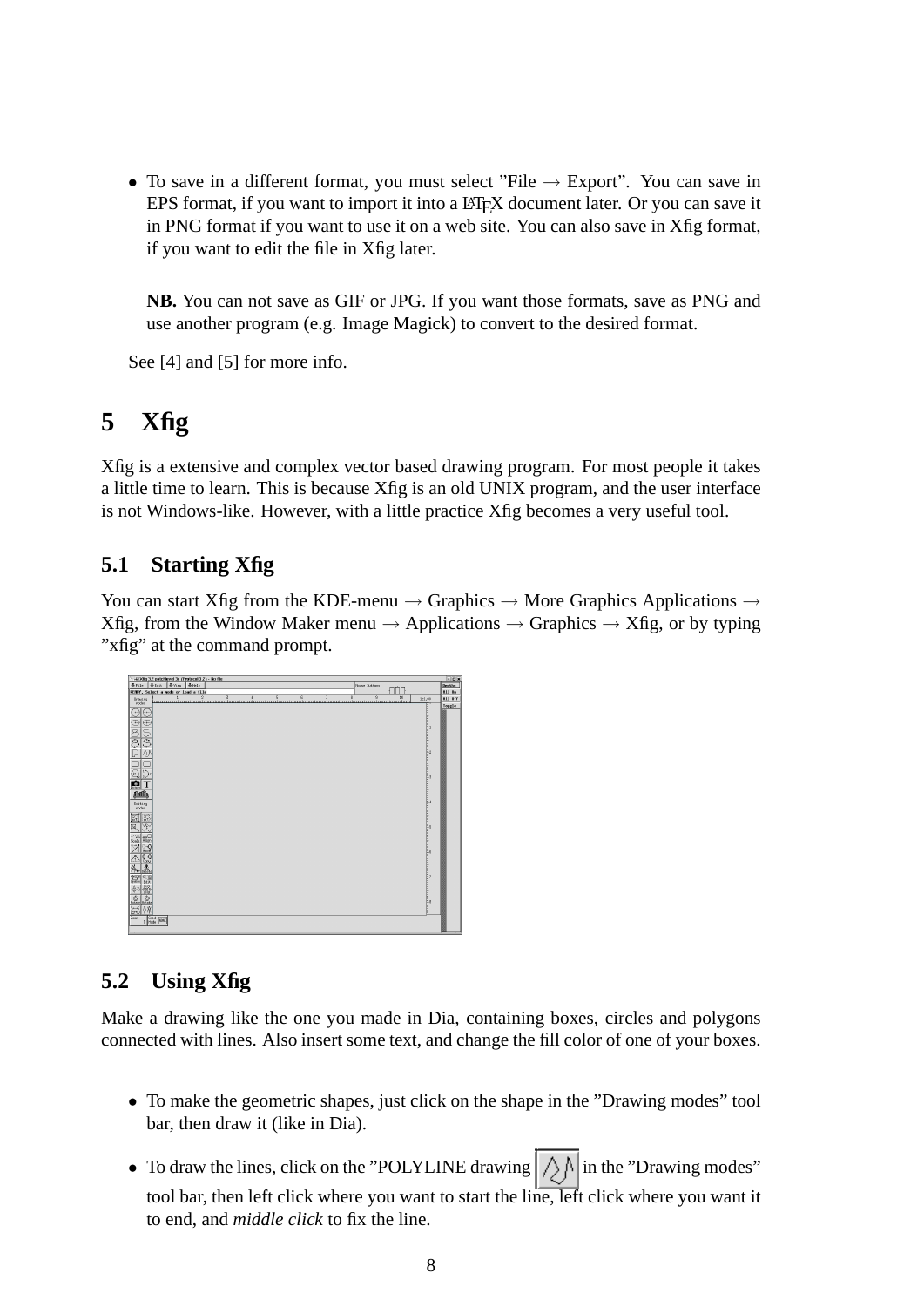- To save in a different format, you must select "File → Export". You can save in EPS format, if you want to import it into a LaTeX document later. Or you can save it in PNG format if you want to use it on a web site. You can also save in Xfig format, if you want to edit the file in Xfig later.

  **NB.** You can not save as GIF or JPG. If you want those formats, save as PNG and use another program (e.g. Image Magick) to convert to the desired format.

See [4] and [5] for more info.

# 5 Xfig

Xfig is a extensive and complex vector based drawing program. For most people it takes a little time to learn. This is because Xfig is an old UNIX program, and the user interface is not Windows-like. However, with a little practice Xfig becomes a very useful tool.

## 5.1 Starting Xfig

You can start Xfig from the KDE-menu → Graphics → More Graphics Applications → Xfig, from the Window Maker menu → Applications → Graphics → Xfig, or by typing "xfig" at the command prompt.

## 5.2 Using Xfig

Make a drawing like the one you made in Dia, containing boxes, circles and polygons connected with lines. Also insert some text, and change the fill color of one of your boxes.

- To make the geometric shapes, just click on the shape in the "Drawing modes" tool bar, then draw it (like in Dia).
- To draw the lines, click on the "POLYLINE drawing in the "Drawing modes" tool bar, then left click where you want to start the line, left click where you want it to end, and *middle click* to fix the line.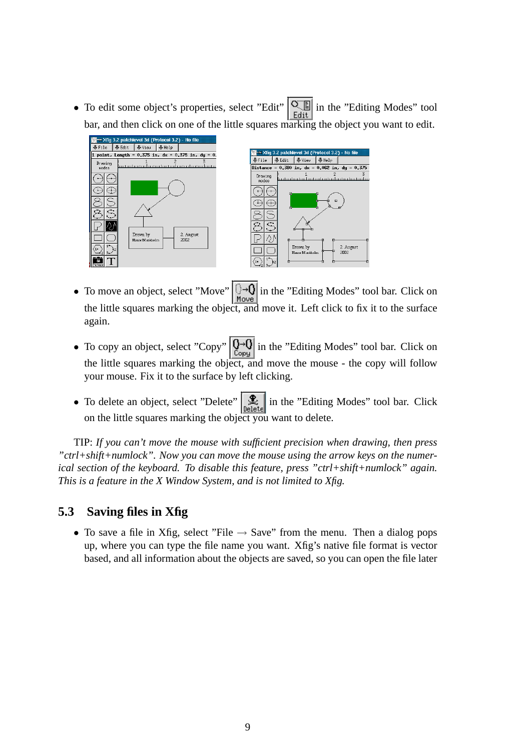- To edit some object's properties, select "Edit" in the "Editing Modes" tool bar, and then click on one of the little squares marking the object you want to edit.

- To move an object, select "Move" in the "Editing Modes" tool bar. Click on the little squares marking the object, and move it. Left click to fix it to the surface again.

- To copy an object, select "Copy" in the "Editing Modes" tool bar. Click on the little squares marking the object, and move the mouse - the copy will follow your mouse. Fix it to the surface by left clicking.

- To delete an object, select "Delete" in the "Editing Modes" tool bar. Click on the little squares marking the object you want to delete.

TIP: *If you can't move the mouse with sufficient precision when drawing, then press "ctrl+shift+numlock". Now you can move the mouse using the arrow keys on the numerical section of the keyboard. To disable this feature, press "ctrl+shift+numlock" again. This is a feature in the X Window System, and is not limited to Xfig.*

## 5.3 Saving files in Xfig

- To save a file in Xfig, select "File → Save" from the menu. Then a dialog pops up, where you can type the file name you want. Xfig's native file format is vector based, and all information about the objects are saved, so you can open the file later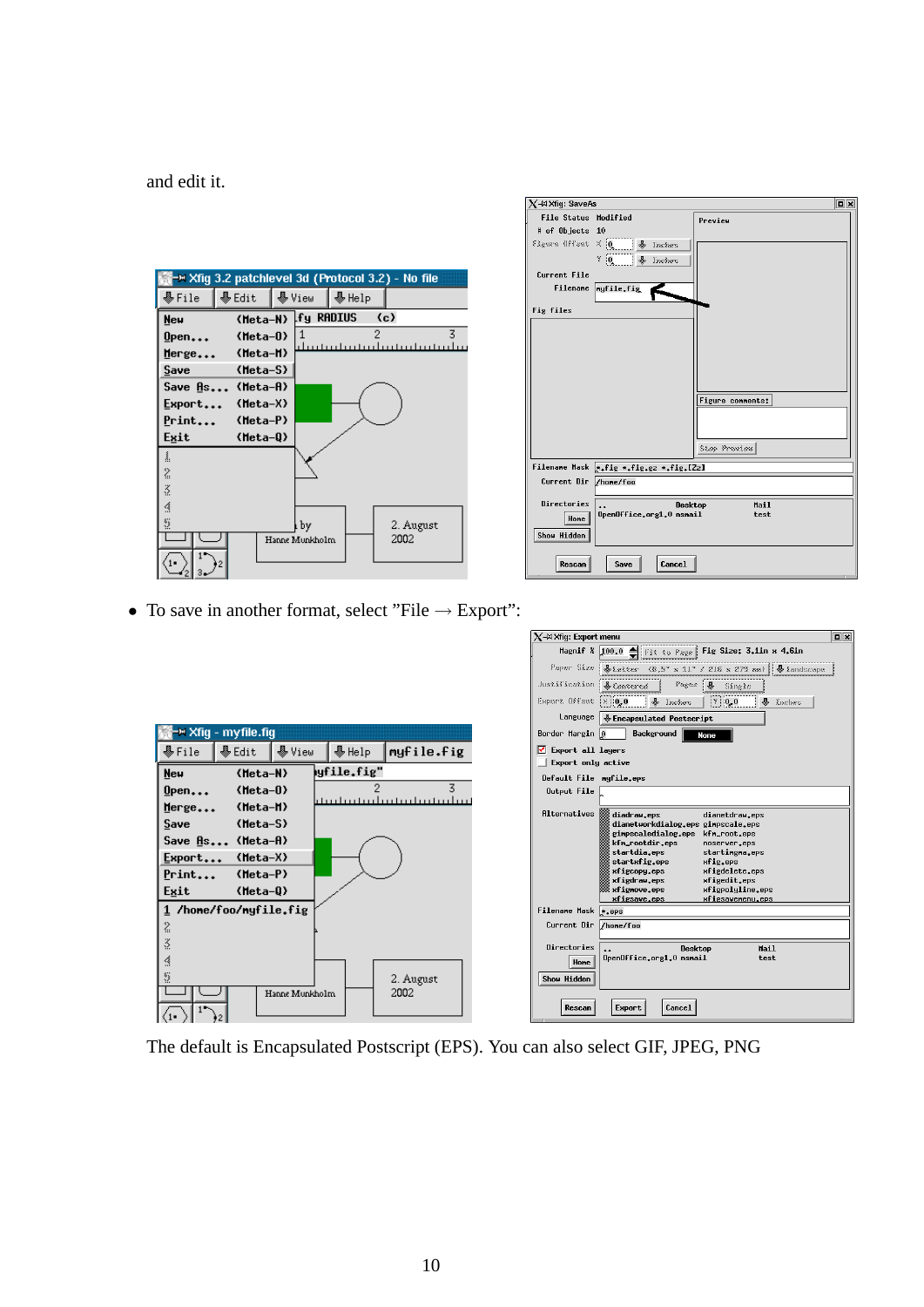and edit it.

- To save in another format, select ”File → Export”:

The default is Encapsulated Postscript (EPS). You can also select GIF, JPEG, PNG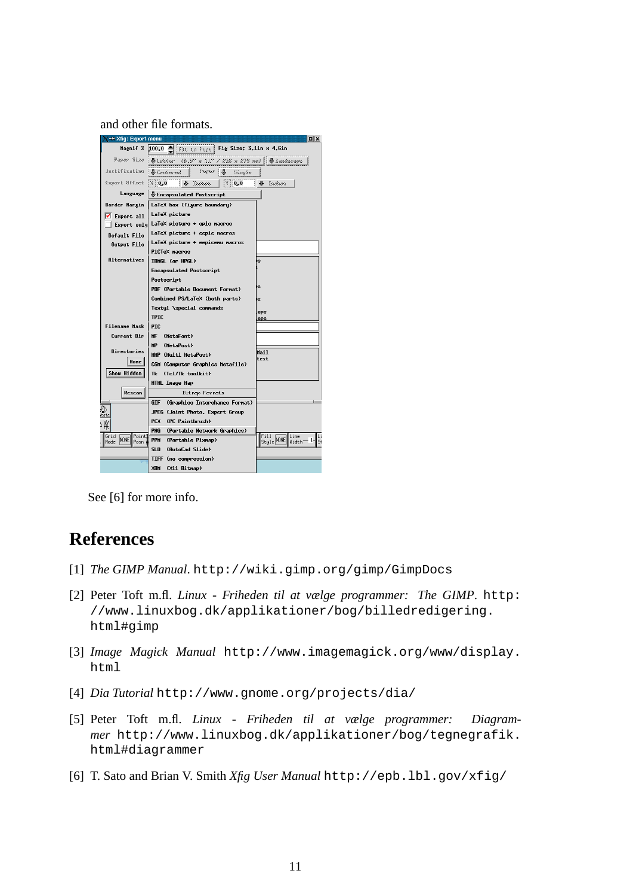and other file formats.

See [6] for more info.

## References

[1] *The GIMP Manual.* `http://wiki.gimp.org/gimp/GimpDocs`

[2] Peter Toft m.fl. *Linux - Friheden til at vælge programmer: The GIMP.* `http://www.linuxbog.dk/applikationer/bog/billedredigering.html#gimp`

[3] *Image Magick Manual* `http://www.imagemagick.org/www/display.html`

[4] *Dia Tutorial* `http://www.gnome.org/projects/dia/`

[5] Peter Toft m.fl. *Linux - Friheden til at vælge programmer: Diagrammer* `http://www.linuxbog.dk/applikationer/bog/tegnegrafik.html#diagrammer`

[6] T. Sato and Brian V. Smith *Xfig User Manual* `http://epb.lbl.gov/xfig/`